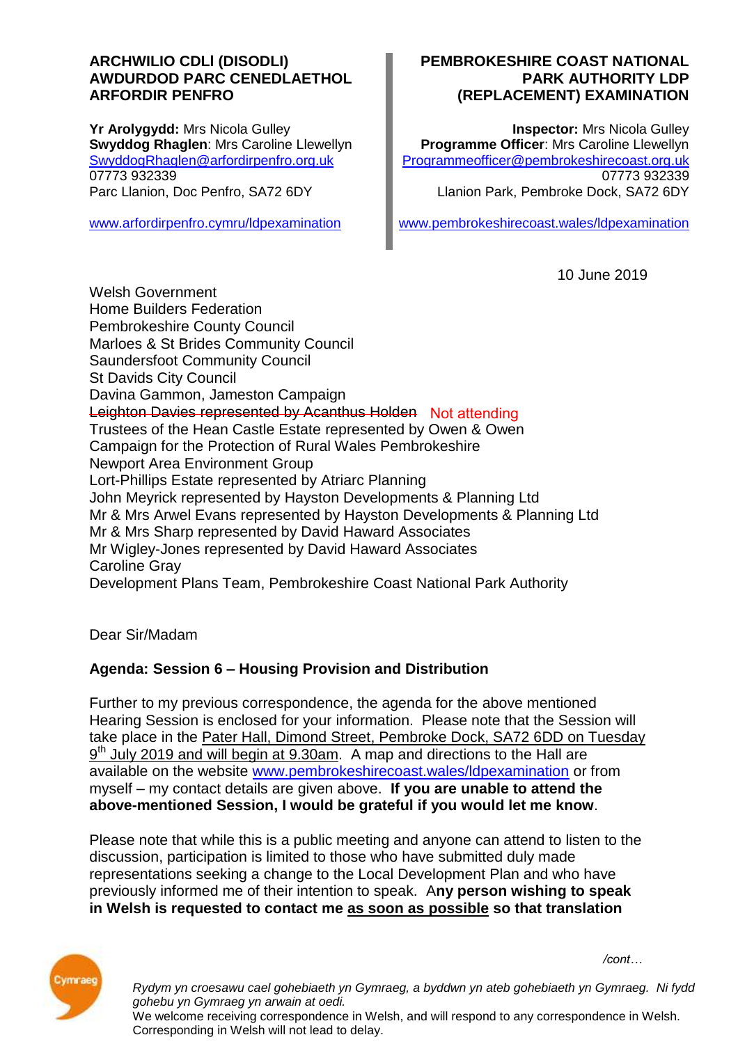**ARCHWILIO CDLl (DISODLI) AWDURDOD PARC CENEDLAETHOL ARFORDIR PENFRO**

**Yr Arolygydd:** Mrs Nicola Gulley
**Swyddog Rhaglen**: Mrs Caroline Llewellyn
SwyddogRhaglen@arfordirpenfro.org.uk
07773 932339
Parc Llanion, Doc Penfro, SA72 6DY

www.arfordirpenfro.cymru/ldpexamination

**PEMBROKESHIRE COAST NATIONAL PARK AUTHORITY LDP (REPLACEMENT) EXAMINATION**

**Inspector:** Mrs Nicola Gulley
**Programme Officer**: Mrs Caroline Llewellyn
Programmeofficer@pembrokeshirecoast.org.uk
07773 932339
Llanion Park, Pembroke Dock, SA72 6DY

www.pembrokeshirecoast.wales/ldpexamination

10 June 2019

Welsh Government
Home Builders Federation
Pembrokeshire County Council
Marloes & St Brides Community Council
Saundersfoot Community Council
St Davids City Council
Davina Gammon, Jameston Campaign
~~Leighton Davies represented by Acanthus Holden~~ Not attending
Trustees of the Hean Castle Estate represented by Owen & Owen
Campaign for the Protection of Rural Wales Pembrokeshire
Newport Area Environment Group
Lort-Phillips Estate represented by Atriarc Planning
John Meyrick represented by Hayston Developments & Planning Ltd
Mr & Mrs Arwel Evans represented by Hayston Developments & Planning Ltd
Mr & Mrs Sharp represented by David Haward Associates
Mr Wigley-Jones represented by David Haward Associates
Caroline Gray
Development Plans Team, Pembrokeshire Coast National Park Authority

Dear Sir/Madam

**Agenda: Session 6 – Housing Provision and Distribution**

Further to my previous correspondence, the agenda for the above mentioned Hearing Session is enclosed for your information. Please note that the Session will take place in the Pater Hall, Dimond Street, Pembroke Dock, SA72 6DD on Tuesday 9th July 2019 and will begin at 9.30am. A map and directions to the Hall are available on the website www.pembrokeshirecoast.wales/ldpexamination or from myself – my contact details are given above. **If you are unable to attend the above-mentioned Session, I would be grateful if you would let me know**.

Please note that while this is a public meeting and anyone can attend to listen to the discussion, participation is limited to those who have submitted duly made representations seeking a change to the Local Development Plan and who have previously informed me of their intention to speak. **Any person wishing to speak in Welsh is requested to contact me as soon as possible so that translation**

/cont…

*Rydym yn croesawu cael gohebiaeth yn Gymraeg, a byddwn yn ateb gohebiaeth yn Gymraeg. Ni fydd gohebu yn Gymraeg yn arwain at oedi.*
We welcome receiving correspondence in Welsh, and will respond to any correspondence in Welsh. Corresponding in Welsh will not lead to delay.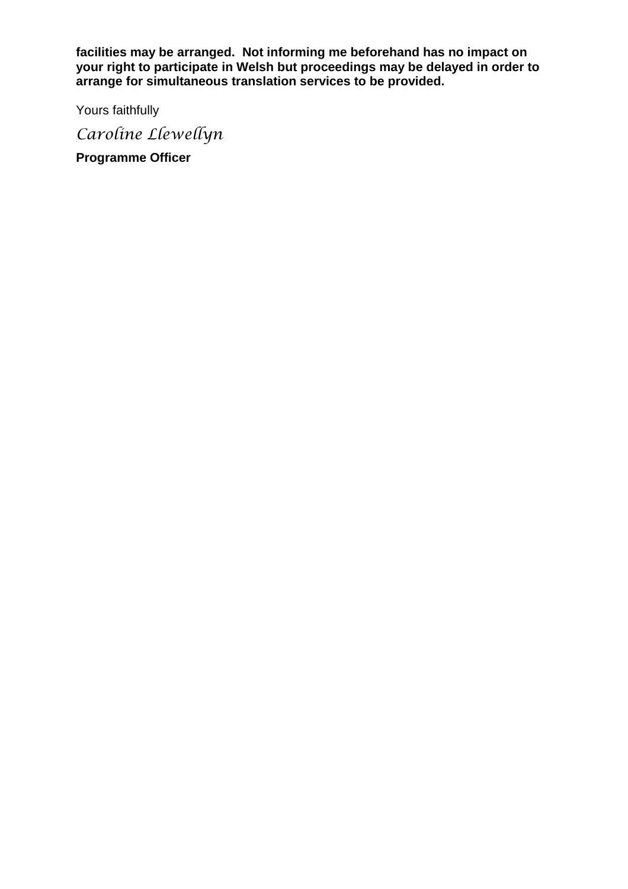**facilities may be arranged. Not informing me beforehand has no impact on your right to participate in Welsh but proceedings may be delayed in order to arrange for simultaneous translation services to be provided.**

Yours faithfully

*Caroline Llewellyn*

**Programme Officer**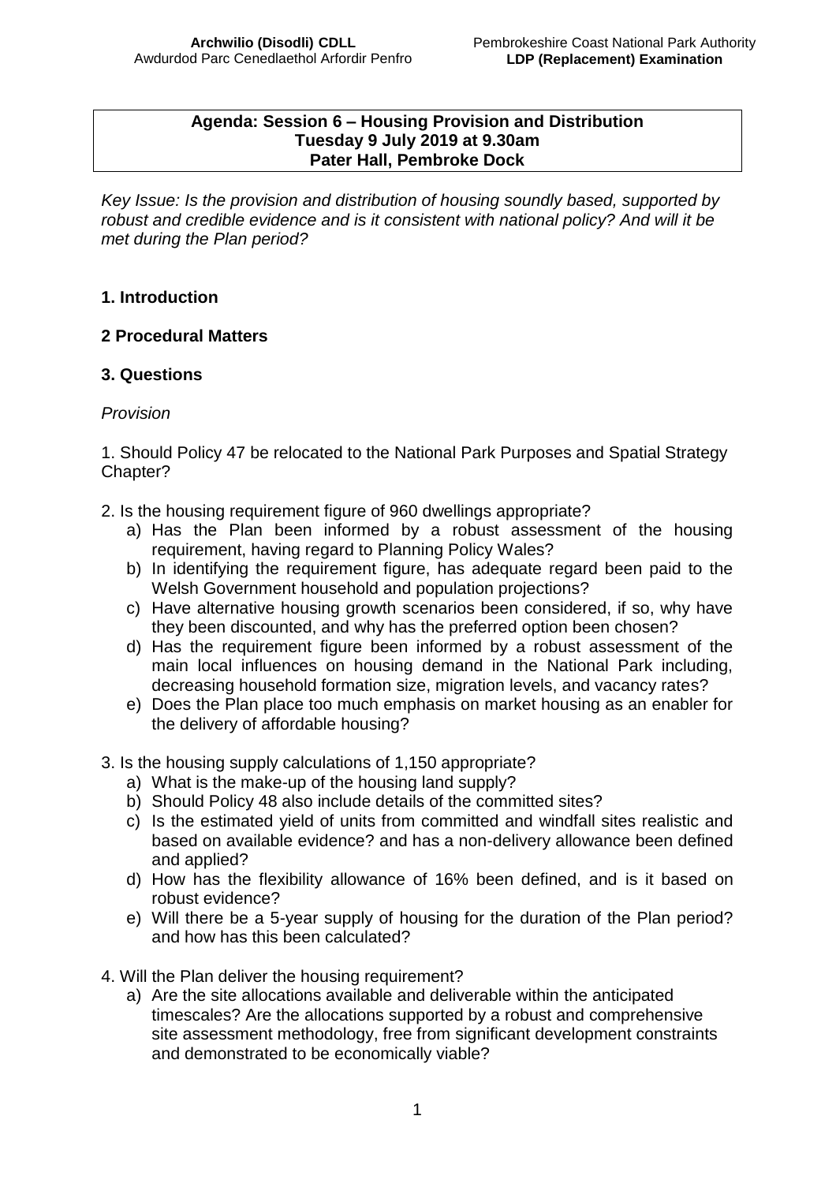**Agenda: Session 6 – Housing Provision and Distribution**
**Tuesday 9 July 2019 at 9.30am**
**Pater Hall, Pembroke Dock**

*Key Issue: Is the provision and distribution of housing soundly based, supported by robust and credible evidence and is it consistent with national policy? And will it be met during the Plan period?*

## 1. Introduction

## 2 Procedural Matters

## 3. Questions

*Provision*

1. Should Policy 47 be relocated to the National Park Purposes and Spatial Strategy Chapter?

2. Is the housing requirement figure of 960 dwellings appropriate?
    a) Has the Plan been informed by a robust assessment of the housing requirement, having regard to Planning Policy Wales?
    b) In identifying the requirement figure, has adequate regard been paid to the Welsh Government household and population projections?
    c) Have alternative housing growth scenarios been considered, if so, why have they been discounted, and why has the preferred option been chosen?
    d) Has the requirement figure been informed by a robust assessment of the main local influences on housing demand in the National Park including, decreasing household formation size, migration levels, and vacancy rates?
    e) Does the Plan place too much emphasis on market housing as an enabler for the delivery of affordable housing?

3. Is the housing supply calculations of 1,150 appropriate?
    a) What is the make-up of the housing land supply?
    b) Should Policy 48 also include details of the committed sites?
    c) Is the estimated yield of units from committed and windfall sites realistic and based on available evidence? and has a non-delivery allowance been defined and applied?
    d) How has the flexibility allowance of 16% been defined, and is it based on robust evidence?
    e) Will there be a 5-year supply of housing for the duration of the Plan period? and how has this been calculated?

4. Will the Plan deliver the housing requirement?
    a) Are the site allocations available and deliverable within the anticipated timescales? Are the allocations supported by a robust and comprehensive site assessment methodology, free from significant development constraints and demonstrated to be economically viable?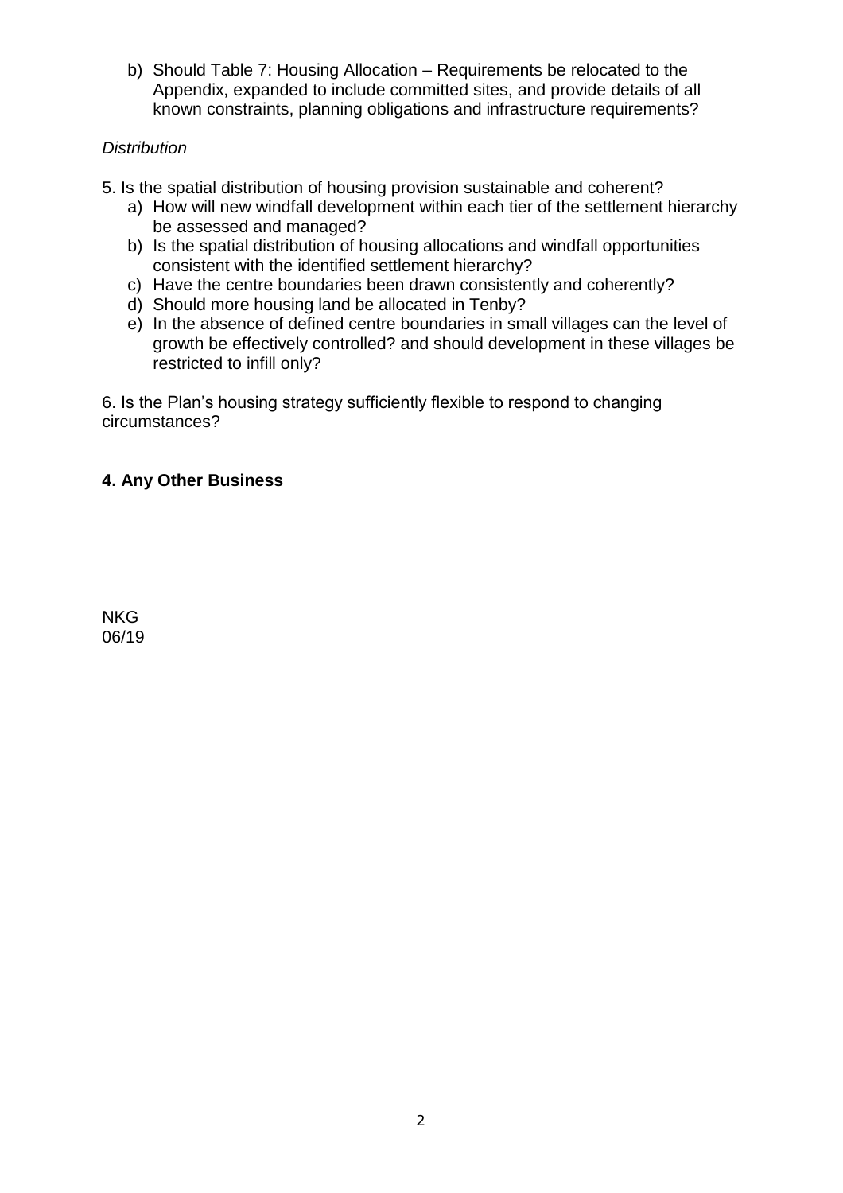b) Should Table 7: Housing Allocation – Requirements be relocated to the Appendix, expanded to include committed sites, and provide details of all known constraints, planning obligations and infrastructure requirements?

*Distribution*

5. Is the spatial distribution of housing provision sustainable and coherent?
   a) How will new windfall development within each tier of the settlement hierarchy be assessed and managed?
   b) Is the spatial distribution of housing allocations and windfall opportunities consistent with the identified settlement hierarchy?
   c) Have the centre boundaries been drawn consistently and coherently?
   d) Should more housing land be allocated in Tenby?
   e) In the absence of defined centre boundaries in small villages can the level of growth be effectively controlled? and should development in these villages be restricted to infill only?

6. Is the Plan's housing strategy sufficiently flexible to respond to changing circumstances?

**4. Any Other Business**

NKG
06/19